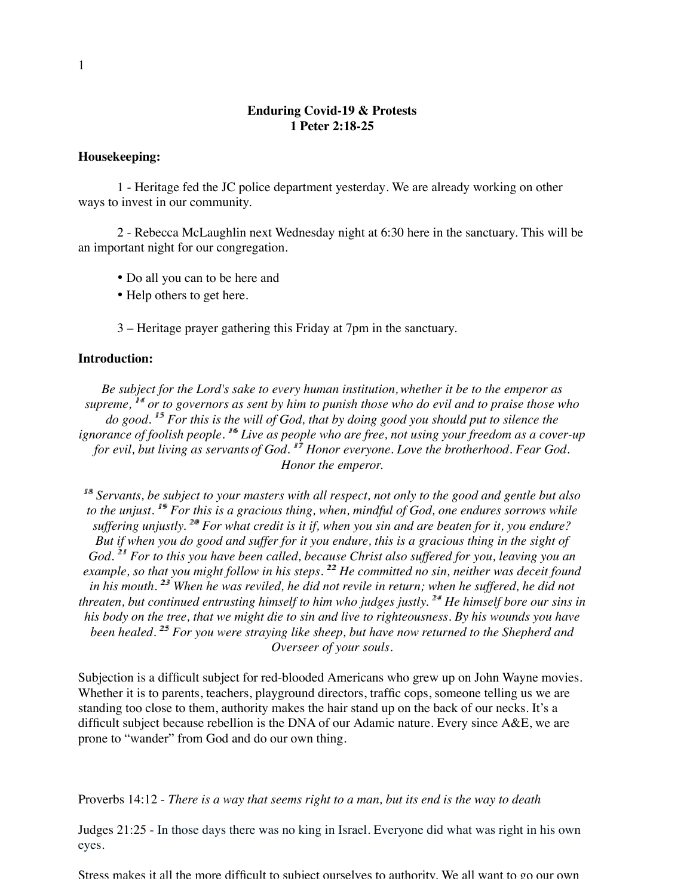# Enduring Covid-19 & Protests
## 1 Peter 2:18-25

**Housekeeping:**

1 - Heritage fed the JC police department yesterday. We are already working on other ways to invest in our community.

2 - Rebecca McLaughlin next Wednesday night at 6:30 here in the sanctuary. This will be an important night for our congregation.

- Do all you can to be here and
- Help others to get here.

3 – Heritage prayer gathering this Friday at 7pm in the sanctuary.

**Introduction:**

*Be subject for the Lord's sake to every human institution, whether it be to the emperor as supreme, [14] or to governors as sent by him to punish those who do evil and to praise those who do good. [15] For this is the will of God, that by doing good you should put to silence the ignorance of foolish people. [16] Live as people who are free, not using your freedom as a cover-up for evil, but living as servants of God. [17] Honor everyone. Love the brotherhood. Fear God. Honor the emperor.*

*[18] Servants, be subject to your masters with all respect, not only to the good and gentle but also to the unjust. [19] For this is a gracious thing, when, mindful of God, one endures sorrows while suffering unjustly. [20] For what credit is it if, when you sin and are beaten for it, you endure? But if when you do good and suffer for it you endure, this is a gracious thing in the sight of God. [21] For to this you have been called, because Christ also suffered for you, leaving you an example, so that you might follow in his steps. [22] He committed no sin, neither was deceit found in his mouth. [23] When he was reviled, he did not revile in return; when he suffered, he did not threaten, but continued entrusting himself to him who judges justly. [24] He himself bore our sins in his body on the tree, that we might die to sin and live to righteousness. By his wounds you have been healed. [25] For you were straying like sheep, but have now returned to the Shepherd and Overseer of your souls.*

Subjection is a difficult subject for red-blooded Americans who grew up on John Wayne movies. Whether it is to parents, teachers, playground directors, traffic cops, someone telling us we are standing too close to them, authority makes the hair stand up on the back of our necks. It's a difficult subject because rebellion is the DNA of our Adamic nature. Every since A&E, we are prone to "wander" from God and do our own thing.

Proverbs 14:12 - *There is a way that seems right to a man, but its end is the way to death*

Judges 21:25 - In those days there was no king in Israel. Everyone did what was right in his own eyes.

Stress makes it all the more difficult to subject ourselves to authority. We all want to go our own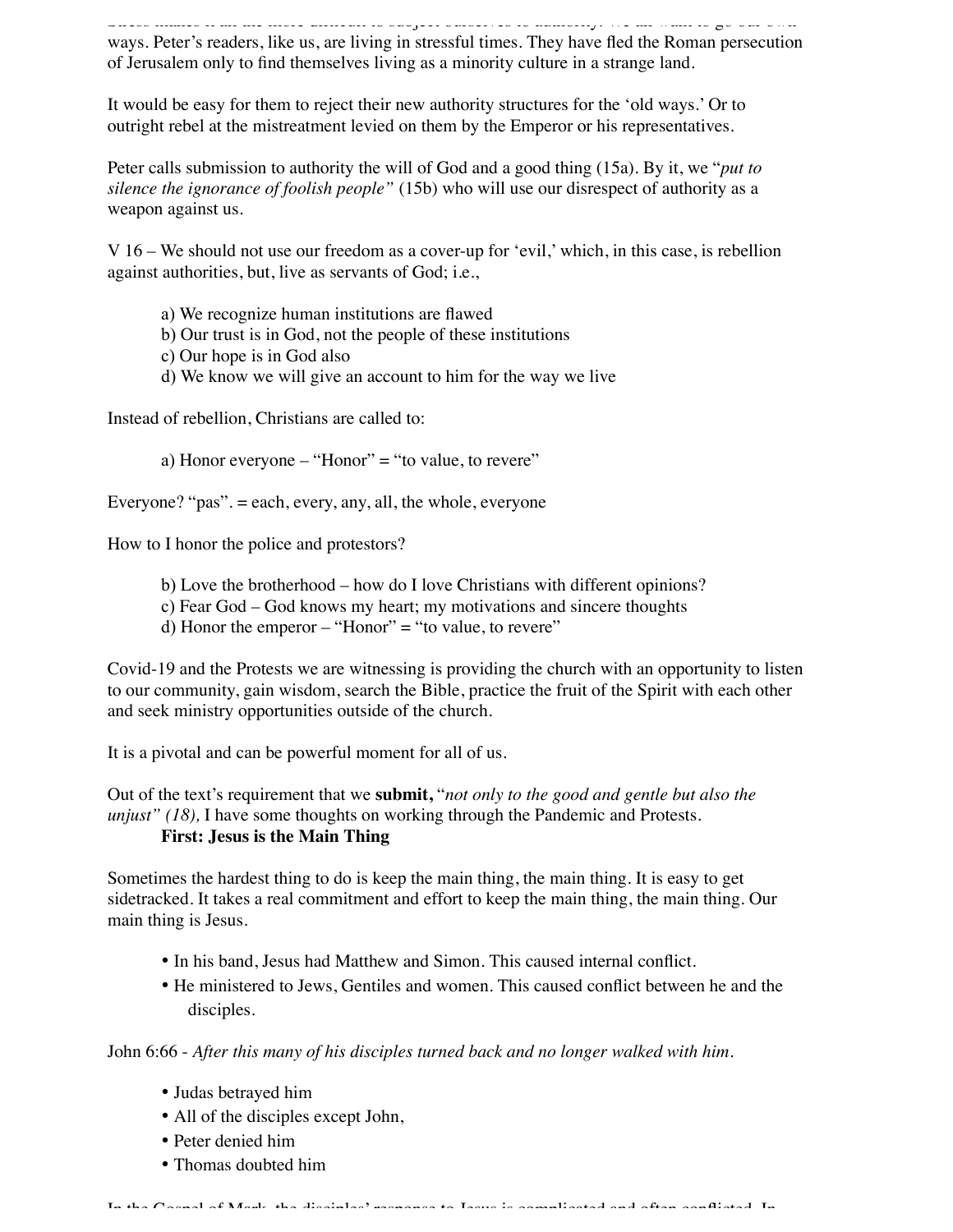ways. Peter's readers, like us, are living in stressful times. They have fled the Roman persecution of Jerusalem only to find themselves living as a minority culture in a strange land.

It would be easy for them to reject their new authority structures for the 'old ways.' Or to outright rebel at the mistreatment levied on them by the Emperor or his representatives.

Peter calls submission to authority the will of God and a good thing (15a). By it, we "*put to silence the ignorance of foolish people"* (15b) who will use our disrespect of authority as a weapon against us.

V 16 – We should not use our freedom as a cover-up for 'evil,' which, in this case, is rebellion against authorities, but, live as servants of God; i.e.,

a) We recognize human institutions are flawed
b) Our trust is in God, not the people of these institutions
c) Our hope is in God also
d) We know we will give an account to him for the way we live

Instead of rebellion, Christians are called to:

a) Honor everyone – "Honor" = "to value, to revere"

Everyone? "pas". = each, every, any, all, the whole, everyone

How to I honor the police and protestors?

b) Love the brotherhood – how do I love Christians with different opinions?
c) Fear God – God knows my heart; my motivations and sincere thoughts
d) Honor the emperor – "Honor" = "to value, to revere"

Covid-19 and the Protests we are witnessing is providing the church with an opportunity to listen to our community, gain wisdom, search the Bible, practice the fruit of the Spirit with each other and seek ministry opportunities outside of the church.

It is a pivotal and can be powerful moment for all of us.

Out of the text's requirement that we **submit,** "*not only to the good and gentle but also the unjust" (18),* I have some thoughts on working through the Pandemic and Protests.

**First: Jesus is the Main Thing**

Sometimes the hardest thing to do is keep the main thing, the main thing. It is easy to get sidetracked. It takes a real commitment and effort to keep the main thing, the main thing. Our main thing is Jesus.

- In his band, Jesus had Matthew and Simon. This caused internal conflict.
- He ministered to Jews, Gentiles and women. This caused conflict between he and the disciples.

John 6:66 - *After this many of his disciples turned back and no longer walked with him.*

- Judas betrayed him
- All of the disciples except John,
- Peter denied him
- Thomas doubted him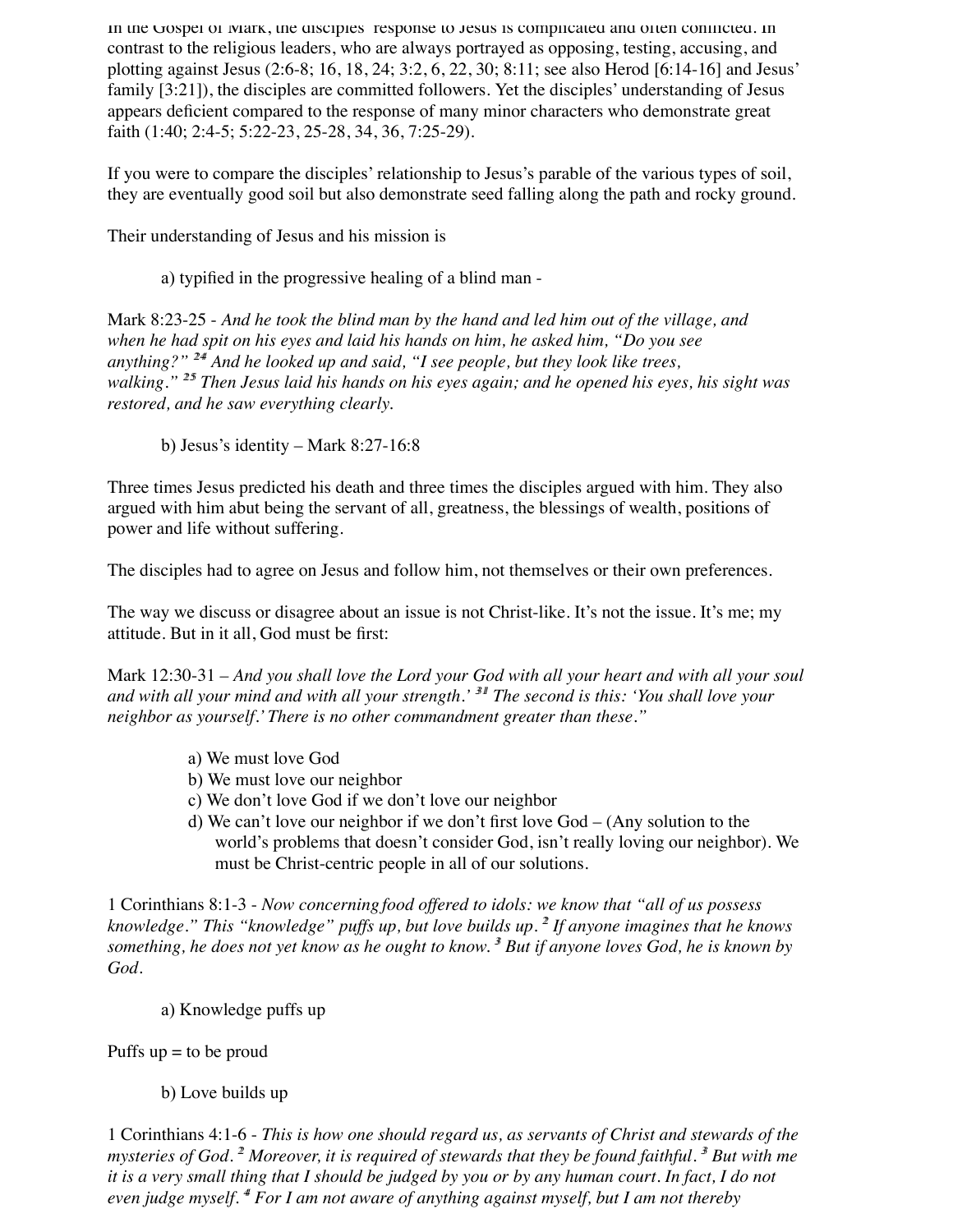In the Gospel of Mark, the disciples' response to Jesus is complicated and often conflicted. In contrast to the religious leaders, who are always portrayed as opposing, testing, accusing, and plotting against Jesus (2:6-8; 16, 18, 24; 3:2, 6, 22, 30; 8:11; see also Herod [6:14-16] and Jesus' family [3:21]), the disciples are committed followers. Yet the disciples' understanding of Jesus appears deficient compared to the response of many minor characters who demonstrate great faith (1:40; 2:4-5; 5:22-23, 25-28, 34, 36, 7:25-29).

If you were to compare the disciples' relationship to Jesus's parable of the various types of soil, they are eventually good soil but also demonstrate seed falling along the path and rocky ground.

Their understanding of Jesus and his mission is

a) typified in the progressive healing of a blind man -

Mark 8:23-25 - *And he took the blind man by the hand and led him out of the village, and when he had spit on his eyes and laid his hands on him, he asked him, "Do you see anything?"* [24] *And he looked up and said, "I see people, but they look like trees, walking."* [25] *Then Jesus laid his hands on his eyes again; and he opened his eyes, his sight was restored, and he saw everything clearly.*

b) Jesus's identity – Mark 8:27-16:8

Three times Jesus predicted his death and three times the disciples argued with him. They also argued with him abut being the servant of all, greatness, the blessings of wealth, positions of power and life without suffering.

The disciples had to agree on Jesus and follow him, not themselves or their own preferences.

The way we discuss or disagree about an issue is not Christ-like. It's not the issue. It's me; my attitude. But in it all, God must be first:

Mark 12:30-31 – *And you shall love the Lord your God with all your heart and with all your soul and with all your mind and with all your strength.'* [31] *The second is this: 'You shall love your neighbor as yourself.' There is no other commandment greater than these."*

a) We must love God
b) We must love our neighbor
c) We don't love God if we don't love our neighbor
d) We can't love our neighbor if we don't first love God – (Any solution to the world's problems that doesn't consider God, isn't really loving our neighbor). We must be Christ-centric people in all of our solutions.

1 Corinthians 8:1-3 - *Now concerning food offered to idols: we know that "all of us possess knowledge." This "knowledge" puffs up, but love builds up.* [2] *If anyone imagines that he knows something, he does not yet know as he ought to know.* [3] *But if anyone loves God, he is known by God.*

a) Knowledge puffs up

Puffs up = to be proud

b) Love builds up

1 Corinthians 4:1-6 - *This is how one should regard us, as servants of Christ and stewards of the mysteries of God.* [2] *Moreover, it is required of stewards that they be found faithful.* [3] *But with me it is a very small thing that I should be judged by you or by any human court. In fact, I do not even judge myself.* [4] *For I am not aware of anything against myself, but I am not thereby*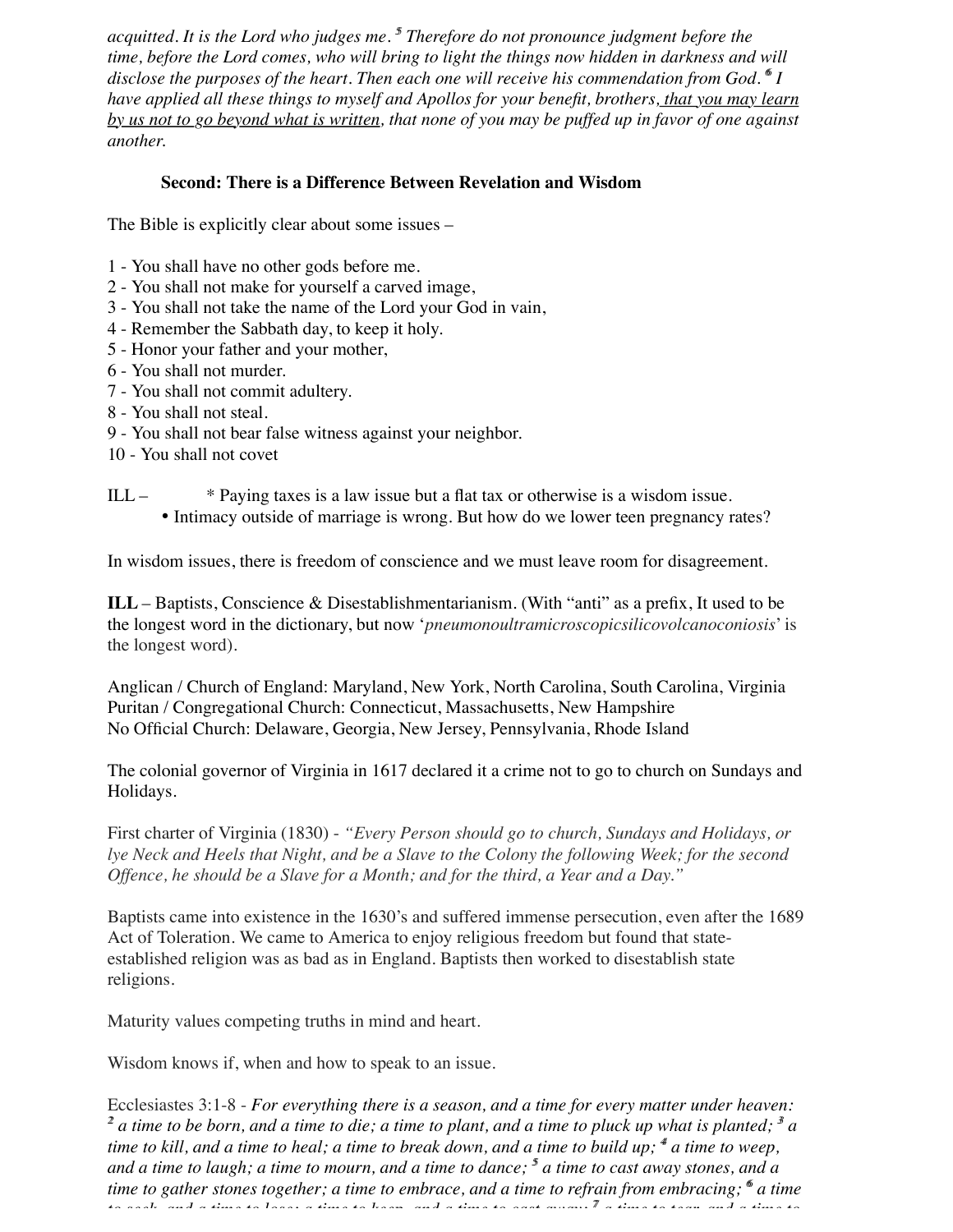*acquitted. It is the Lord who judges me.* [5] *Therefore do not pronounce judgment before the time, before the Lord comes, who will bring to light the things now hidden in darkness and will disclose the purposes of the heart. Then each one will receive his commendation from God.* [6] *I have applied all these things to myself and Apollos for your benefit, brothers, <u>that you may learn by us not to go beyond what is written</u>, that none of you may be puffed up in favor of one against another.*

**Second: There is a Difference Between Revelation and Wisdom**

The Bible is explicitly clear about some issues –

1 - You shall have no other gods before me.
2 - You shall not make for yourself a carved image,
3 - You shall not take the name of the Lord your God in vain,
4 - Remember the Sabbath day, to keep it holy.
5 - Honor your father and your mother,
6 - You shall not murder.
7 - You shall not commit adultery.
8 - You shall not steal.
9 - You shall not bear false witness against your neighbor.
10 - You shall not covet

ILL – * Paying taxes is a law issue but a flat tax or otherwise is a wisdom issue.
- Intimacy outside of marriage is wrong. But how do we lower teen pregnancy rates?

In wisdom issues, there is freedom of conscience and we must leave room for disagreement.

**ILL** – Baptists, Conscience & Disestablishmentarianism. (With "anti" as a prefix, It used to be the longest word in the dictionary, but now '*pneumonoultramicroscopicsilicovolcanoconiosis*' is the longest word).

Anglican / Church of England: Maryland, New York, North Carolina, South Carolina, Virginia
Puritan / Congregational Church: Connecticut, Massachusetts, New Hampshire
No Official Church: Delaware, Georgia, New Jersey, Pennsylvania, Rhode Island

The colonial governor of Virginia in 1617 declared it a crime not to go to church on Sundays and Holidays.

First charter of Virginia (1830) - *"Every Person should go to church, Sundays and Holidays, or lye Neck and Heels that Night, and be a Slave to the Colony the following Week; for the second Offence, he should be a Slave for a Month; and for the third, a Year and a Day."*

Baptists came into existence in the 1630's and suffered immense persecution, even after the 1689 Act of Toleration. We came to America to enjoy religious freedom but found that state-established religion was as bad as in England. Baptists then worked to disestablish state religions.

Maturity values competing truths in mind and heart.

Wisdom knows if, when and how to speak to an issue.

Ecclesiastes 3:1-8 - *For everything there is a season, and a time for every matter under heaven:* [2] *a time to be born, and a time to die; a time to plant, and a time to pluck up what is planted;* [3] *a time to kill, and a time to heal; a time to break down, and a time to build up;* [4] *a time to weep, and a time to laugh; a time to mourn, and a time to dance;* [5] *a time to cast away stones, and a time to gather stones together; a time to embrace, and a time to refrain from embracing;* [6] *a time to seek, and a time to lose; a time to keep, and a time to cast away;* [7] *a time to tear, and a time to*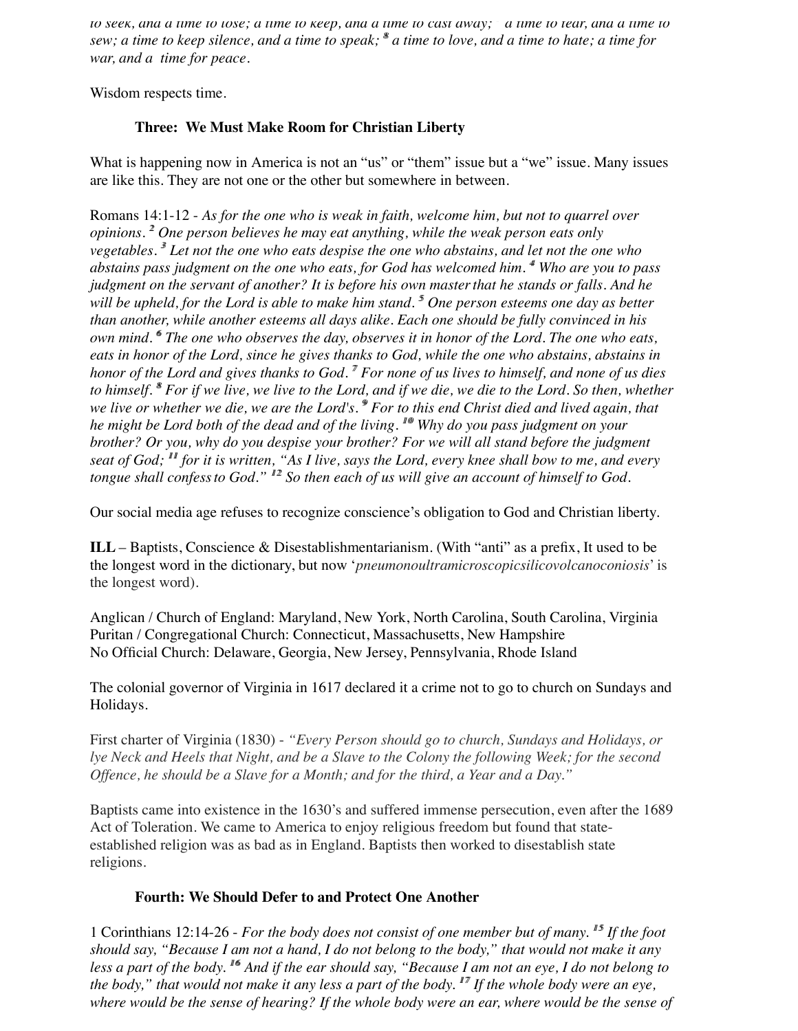*to seek, and a time to lose; a time to keep, and a time to cast away; [7] a time to tear, and a time to sew; a time to keep silence, and a time to speak; [8] a time to love, and a time to hate; a time for war, and a time for peace.*

Wisdom respects time.

**Three: We Must Make Room for Christian Liberty**

What is happening now in America is not an "us" or "them" issue but a "we" issue. Many issues are like this. They are not one or the other but somewhere in between.

Romans 14:1-12 - *As for the one who is weak in faith, welcome him, but not to quarrel over opinions. [2] One person believes he may eat anything, while the weak person eats only vegetables. [3] Let not the one who eats despise the one who abstains, and let not the one who abstains pass judgment on the one who eats, for God has welcomed him. [4] Who are you to pass judgment on the servant of another? It is before his own master that he stands or falls. And he will be upheld, for the Lord is able to make him stand. [5] One person esteems one day as better than another, while another esteems all days alike. Each one should be fully convinced in his own mind. [6] The one who observes the day, observes it in honor of the Lord. The one who eats, eats in honor of the Lord, since he gives thanks to God, while the one who abstains, abstains in honor of the Lord and gives thanks to God. [7] For none of us lives to himself, and none of us dies to himself. [8] For if we live, we live to the Lord, and if we die, we die to the Lord. So then, whether we live or whether we die, we are the Lord's. [9] For to this end Christ died and lived again, that he might be Lord both of the dead and of the living. [10] Why do you pass judgment on your brother? Or you, why do you despise your brother? For we will all stand before the judgment seat of God; [11] for it is written, "As I live, says the Lord, every knee shall bow to me, and every tongue shall confess to God." [12] So then each of us will give an account of himself to God.*

Our social media age refuses to recognize conscience's obligation to God and Christian liberty.

**ILL** – Baptists, Conscience & Disestablishmentarianism. (With "anti" as a prefix, It used to be the longest word in the dictionary, but now '*pneumonoultramicroscopicsilicovolcanoconiosis*' is the longest word).

Anglican / Church of England: Maryland, New York, North Carolina, South Carolina, Virginia
Puritan / Congregational Church: Connecticut, Massachusetts, New Hampshire
No Official Church: Delaware, Georgia, New Jersey, Pennsylvania, Rhode Island

The colonial governor of Virginia in 1617 declared it a crime not to go to church on Sundays and Holidays.

First charter of Virginia (1830) - *"Every Person should go to church, Sundays and Holidays, or lye Neck and Heels that Night, and be a Slave to the Colony the following Week; for the second Offence, he should be a Slave for a Month; and for the third, a Year and a Day."*

Baptists came into existence in the 1630's and suffered immense persecution, even after the 1689 Act of Toleration. We came to America to enjoy religious freedom but found that state-established religion was as bad as in England. Baptists then worked to disestablish state religions.

**Fourth: We Should Defer to and Protect One Another**

1 Corinthians 12:14-26 - *For the body does not consist of one member but of many. [15] If the foot should say, "Because I am not a hand, I do not belong to the body," that would not make it any less a part of the body. [16] And if the ear should say, "Because I am not an eye, I do not belong to the body," that would not make it any less a part of the body. [17] If the whole body were an eye, where would be the sense of hearing? If the whole body were an ear, where would be the sense of*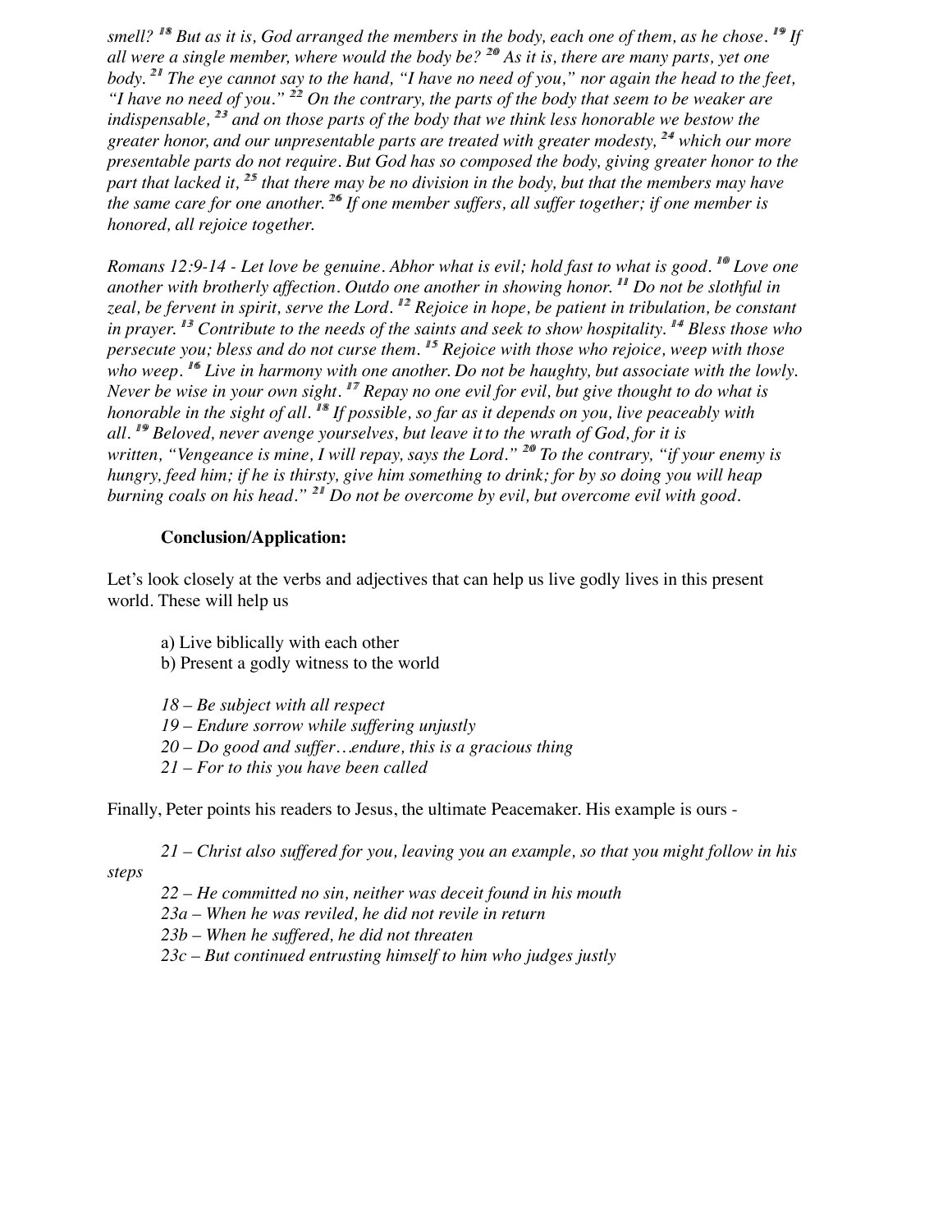*smell? [18] But as it is, God arranged the members in the body, each one of them, as he chose. [19] If all were a single member, where would the body be? [20] As it is, there are many parts, yet one body. [21] The eye cannot say to the hand, "I have no need of you," nor again the head to the feet, "I have no need of you." [22] On the contrary, the parts of the body that seem to be weaker are indispensable, [23] and on those parts of the body that we think less honorable we bestow the greater honor, and our unpresentable parts are treated with greater modesty, [24] which our more presentable parts do not require. But God has so composed the body, giving greater honor to the part that lacked it, [25] that there may be no division in the body, but that the members may have the same care for one another. [26] If one member suffers, all suffer together; if one member is honored, all rejoice together.*

*Romans 12:9-14 - Let love be genuine. Abhor what is evil; hold fast to what is good. [10] Love one another with brotherly affection. Outdo one another in showing honor. [11] Do not be slothful in zeal, be fervent in spirit, serve the Lord. [12] Rejoice in hope, be patient in tribulation, be constant in prayer. [13] Contribute to the needs of the saints and seek to show hospitality. [14] Bless those who persecute you; bless and do not curse them. [15] Rejoice with those who rejoice, weep with those who weep. [16] Live in harmony with one another. Do not be haughty, but associate with the lowly. Never be wise in your own sight. [17] Repay no one evil for evil, but give thought to do what is honorable in the sight of all. [18] If possible, so far as it depends on you, live peaceably with all. [19] Beloved, never avenge yourselves, but leave it to the wrath of God, for it is written, "Vengeance is mine, I will repay, says the Lord." [20] To the contrary, "if your enemy is hungry, feed him; if he is thirsty, give him something to drink; for by so doing you will heap burning coals on his head." [21] Do not be overcome by evil, but overcome evil with good.*

**Conclusion/Application:**

Let's look closely at the verbs and adjectives that can help us live godly lives in this present world. These will help us

a) Live biblically with each other
b) Present a godly witness to the world

*18 – Be subject with all respect*
*19 – Endure sorrow while suffering unjustly*
*20 – Do good and suffer…endure, this is a gracious thing*
*21 – For to this you have been called*

Finally, Peter points his readers to Jesus, the ultimate Peacemaker. His example is ours -

*21 – Christ also suffered for you, leaving you an example, so that you might follow in his steps*
*22 – He committed no sin, neither was deceit found in his mouth*
*23a – When he was reviled, he did not revile in return*
*23b – When he suffered, he did not threaten*
*23c – But continued entrusting himself to him who judges justly*